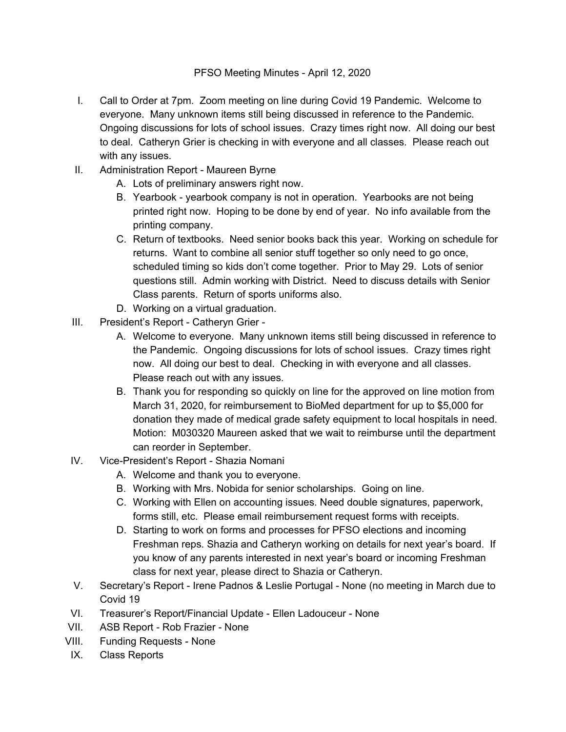PFSO Meeting Minutes - April 12, 2020

I. Call to Order at 7pm. Zoom meeting on line during Covid 19 Pandemic. Welcome to everyone. Many unknown items still being discussed in reference to the Pandemic. Ongoing discussions for lots of school issues. Crazy times right now. All doing our best to deal. Catheryn Grier is checking in with everyone and all classes. Please reach out with any issues.

II. Administration Report - Maureen Byrne
   A. Lots of preliminary answers right now.
   B. Yearbook - yearbook company is not in operation. Yearbooks are not being printed right now. Hoping to be done by end of year. No info available from the printing company.
   C. Return of textbooks. Need senior books back this year. Working on schedule for returns. Want to combine all senior stuff together so only need to go once, scheduled timing so kids don't come together. Prior to May 29. Lots of senior questions still. Admin working with District. Need to discuss details with Senior Class parents. Return of sports uniforms also.
   D. Working on a virtual graduation.

III. President's Report - Catheryn Grier -
   A. Welcome to everyone. Many unknown items still being discussed in reference to the Pandemic. Ongoing discussions for lots of school issues. Crazy times right now. All doing our best to deal. Checking in with everyone and all classes. Please reach out with any issues.
   B. Thank you for responding so quickly on line for the approved on line motion from March 31, 2020, for reimbursement to BioMed department for up to $5,000 for donation they made of medical grade safety equipment to local hospitals in need. Motion: M030320 Maureen asked that we wait to reimburse until the department can reorder in September.

IV. Vice-President's Report - Shazia Nomani
   A. Welcome and thank you to everyone.
   B. Working with Mrs. Nobida for senior scholarships. Going on line.
   C. Working with Ellen on accounting issues. Need double signatures, paperwork, forms still, etc. Please email reimbursement request forms with receipts.
   D. Starting to work on forms and processes for PFSO elections and incoming Freshman reps. Shazia and Catheryn working on details for next year's board. If you know of any parents interested in next year's board or incoming Freshman class for next year, please direct to Shazia or Catheryn.

V. Secretary's Report - Irene Padnos & Leslie Portugal - None (no meeting in March due to Covid 19

VI. Treasurer's Report/Financial Update - Ellen Ladouceur - None

VII. ASB Report - Rob Frazier - None

VIII. Funding Requests - None

IX. Class Reports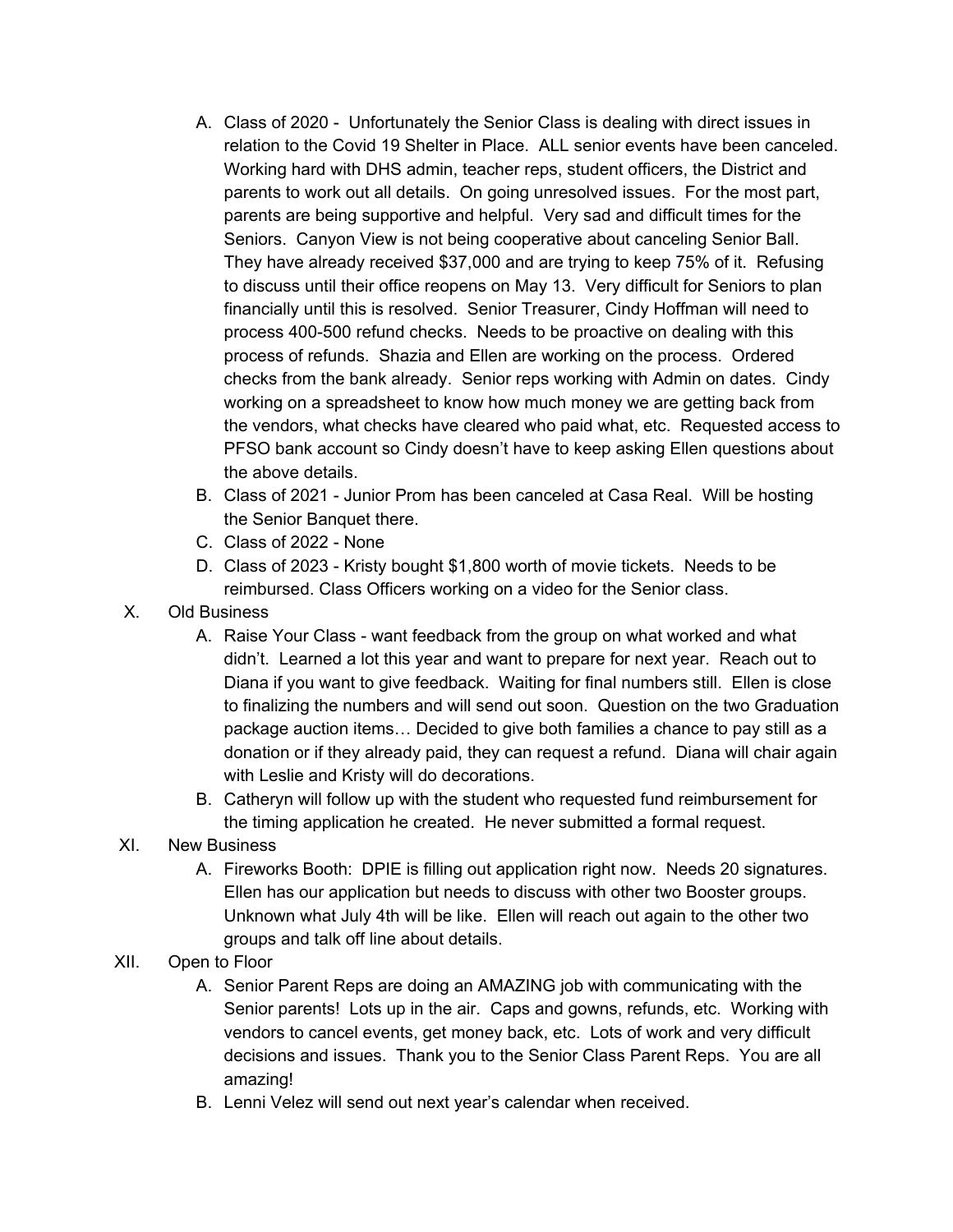A. Class of 2020 - Unfortunately the Senior Class is dealing with direct issues in relation to the Covid 19 Shelter in Place. ALL senior events have been canceled. Working hard with DHS admin, teacher reps, student officers, the District and parents to work out all details. On going unresolved issues. For the most part, parents are being supportive and helpful. Very sad and difficult times for the Seniors. Canyon View is not being cooperative about canceling Senior Ball. They have already received $37,000 and are trying to keep 75% of it. Refusing to discuss until their office reopens on May 13. Very difficult for Seniors to plan financially until this is resolved. Senior Treasurer, Cindy Hoffman will need to process 400-500 refund checks. Needs to be proactive on dealing with this process of refunds. Shazia and Ellen are working on the process. Ordered checks from the bank already. Senior reps working with Admin on dates. Cindy working on a spreadsheet to know how much money we are getting back from the vendors, what checks have cleared who paid what, etc. Requested access to PFSO bank account so Cindy doesn't have to keep asking Ellen questions about the above details.

B. Class of 2021 - Junior Prom has been canceled at Casa Real. Will be hosting the Senior Banquet there.

C. Class of 2022 - None

D. Class of 2023 - Kristy bought $1,800 worth of movie tickets. Needs to be reimbursed. Class Officers working on a video for the Senior class.

X. Old Business

A. Raise Your Class - want feedback from the group on what worked and what didn't. Learned a lot this year and want to prepare for next year. Reach out to Diana if you want to give feedback. Waiting for final numbers still. Ellen is close to finalizing the numbers and will send out soon. Question on the two Graduation package auction items… Decided to give both families a chance to pay still as a donation or if they already paid, they can request a refund. Diana will chair again with Leslie and Kristy will do decorations.

B. Catheryn will follow up with the student who requested fund reimbursement for the timing application he created. He never submitted a formal request.

XI. New Business

A. Fireworks Booth: DPIE is filling out application right now. Needs 20 signatures. Ellen has our application but needs to discuss with other two Booster groups. Unknown what July 4th will be like. Ellen will reach out again to the other two groups and talk off line about details.

XII. Open to Floor

A. Senior Parent Reps are doing an AMAZING job with communicating with the Senior parents! Lots up in the air. Caps and gowns, refunds, etc. Working with vendors to cancel events, get money back, etc. Lots of work and very difficult decisions and issues. Thank you to the Senior Class Parent Reps. You are all amazing!

B. Lenni Velez will send out next year's calendar when received.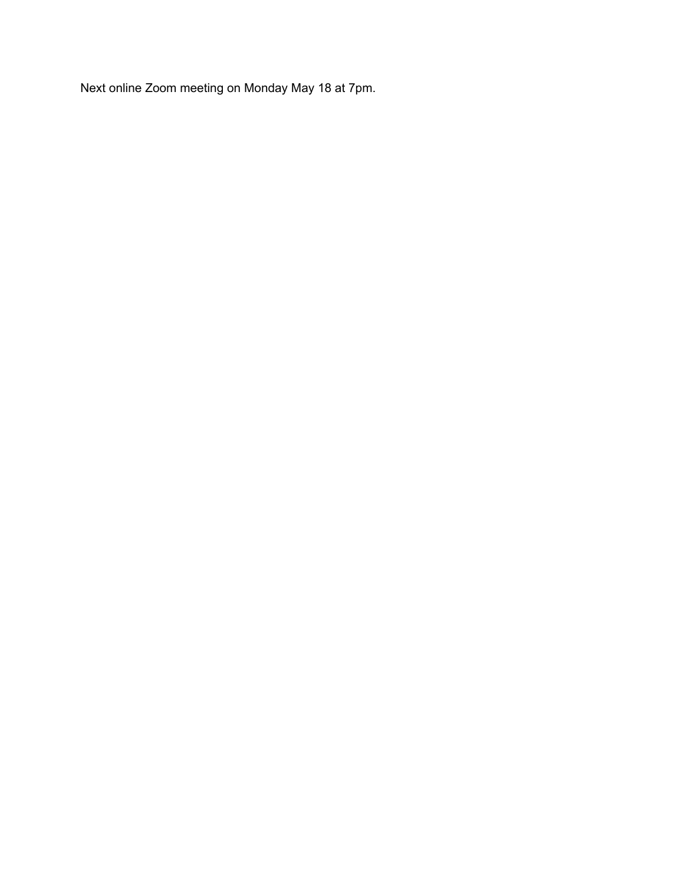Next online Zoom meeting on Monday May 18 at 7pm.